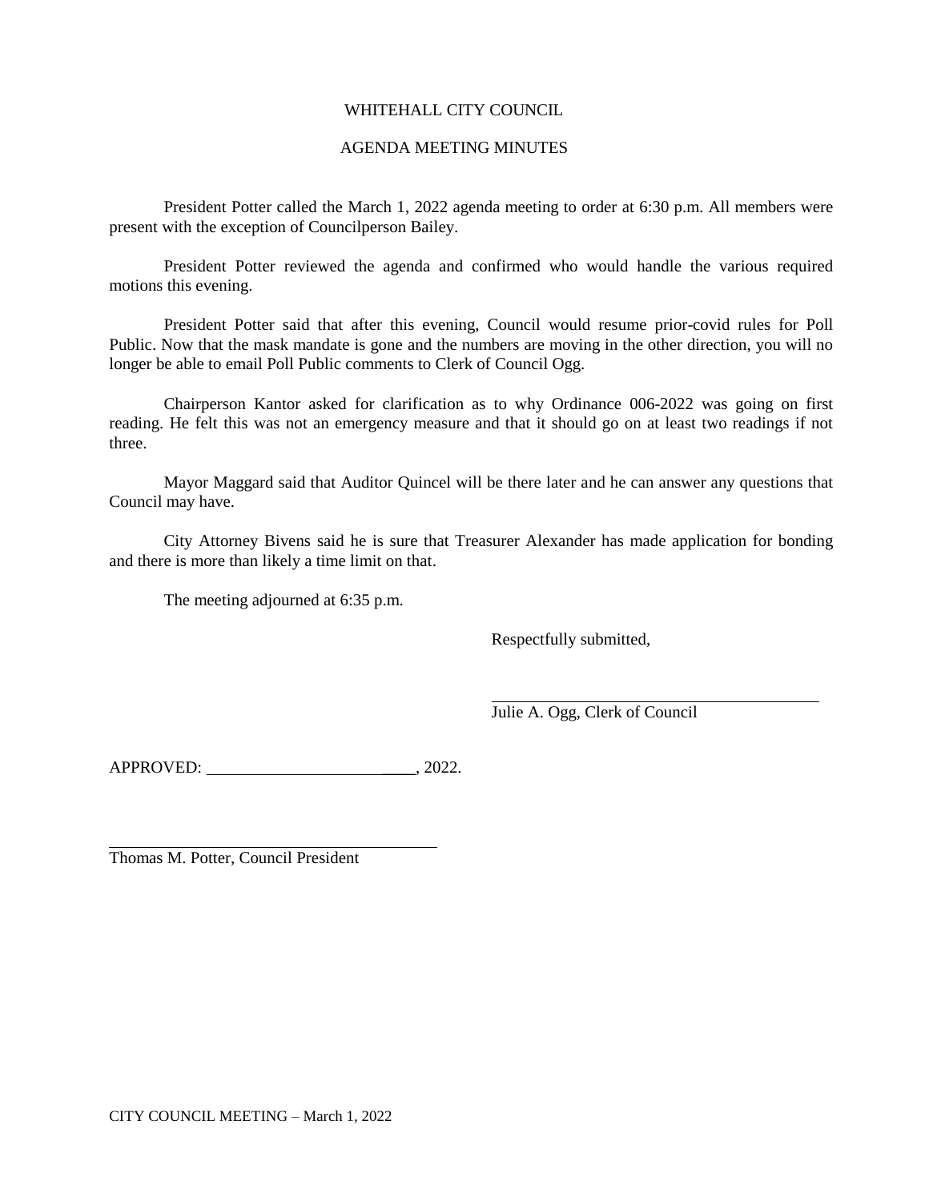# WHITEHALL CITY COUNCIL

## AGENDA MEETING MINUTES

President Potter called the March 1, 2022 agenda meeting to order at 6:30 p.m. All members were present with the exception of Councilperson Bailey.

President Potter reviewed the agenda and confirmed who would handle the various required motions this evening.

President Potter said that after this evening, Council would resume prior-covid rules for Poll Public. Now that the mask mandate is gone and the numbers are moving in the other direction, you will no longer be able to email Poll Public comments to Clerk of Council Ogg.

Chairperson Kantor asked for clarification as to why Ordinance 006-2022 was going on first reading. He felt this was not an emergency measure and that it should go on at least two readings if not three.

Mayor Maggard said that Auditor Quincel will be there later and he can answer any questions that Council may have.

City Attorney Bivens said he is sure that Treasurer Alexander has made application for bonding and there is more than likely a time limit on that.

The meeting adjourned at 6:35 p.m.

Respectfully submitted,

\_\_\_\_\_\_\_\_\_\_\_\_\_\_\_\_\_\_\_\_\_\_\_\_\_\_\_\_\_\_\_\_\_\_\_\_\_\_\_\_

Julie A. Ogg, Clerk of Council

APPROVED: \_\_\_\_\_\_\_\_\_\_\_\_\_\_\_\_\_\_\_\_\_\_\_\_\_\_\_\_, 2022.

\_\_\_\_\_\_\_\_\_\_\_\_\_\_\_\_\_\_\_\_\_\_\_\_\_\_\_\_\_\_\_\_\_\_\_\_\_\_\_\_

Thomas M. Potter, Council President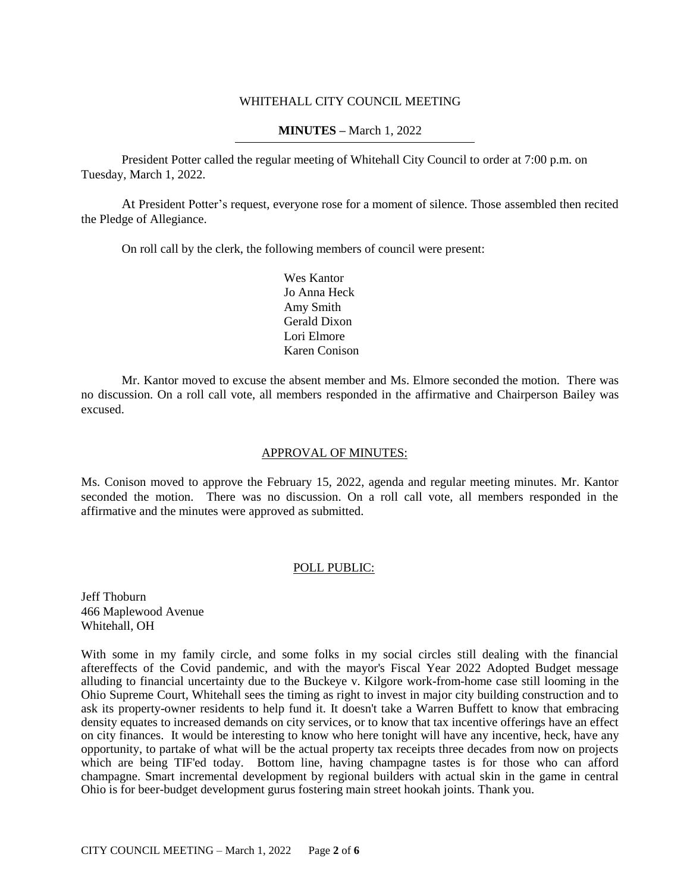WHITEHALL CITY COUNCIL MEETING

**MINUTES –** March 1, 2022

President Potter called the regular meeting of Whitehall City Council to order at 7:00 p.m. on Tuesday, March 1, 2022.

At President Potter's request, everyone rose for a moment of silence. Those assembled then recited the Pledge of Allegiance.

On roll call by the clerk, the following members of council were present:

Wes Kantor
Jo Anna Heck
Amy Smith
Gerald Dixon
Lori Elmore
Karen Conison

Mr. Kantor moved to excuse the absent member and Ms. Elmore seconded the motion. There was no discussion. On a roll call vote, all members responded in the affirmative and Chairperson Bailey was excused.

## APPROVAL OF MINUTES:

Ms. Conison moved to approve the February 15, 2022, agenda and regular meeting minutes. Mr. Kantor seconded the motion. There was no discussion. On a roll call vote, all members responded in the affirmative and the minutes were approved as submitted.

## POLL PUBLIC:

Jeff Thoburn
466 Maplewood Avenue
Whitehall, OH

With some in my family circle, and some folks in my social circles still dealing with the financial aftereffects of the Covid pandemic, and with the mayor's Fiscal Year 2022 Adopted Budget message alluding to financial uncertainty due to the Buckeye v. Kilgore work-from-home case still looming in the Ohio Supreme Court, Whitehall sees the timing as right to invest in major city building construction and to ask its property-owner residents to help fund it. It doesn't take a Warren Buffett to know that embracing density equates to increased demands on city services, or to know that tax incentive offerings have an effect on city finances. It would be interesting to know who here tonight will have any incentive, heck, have any opportunity, to partake of what will be the actual property tax receipts three decades from now on projects which are being TIF'ed today. Bottom line, having champagne tastes is for those who can afford champagne. Smart incremental development by regional builders with actual skin in the game in central Ohio is for beer-budget development gurus fostering main street hookah joints. Thank you.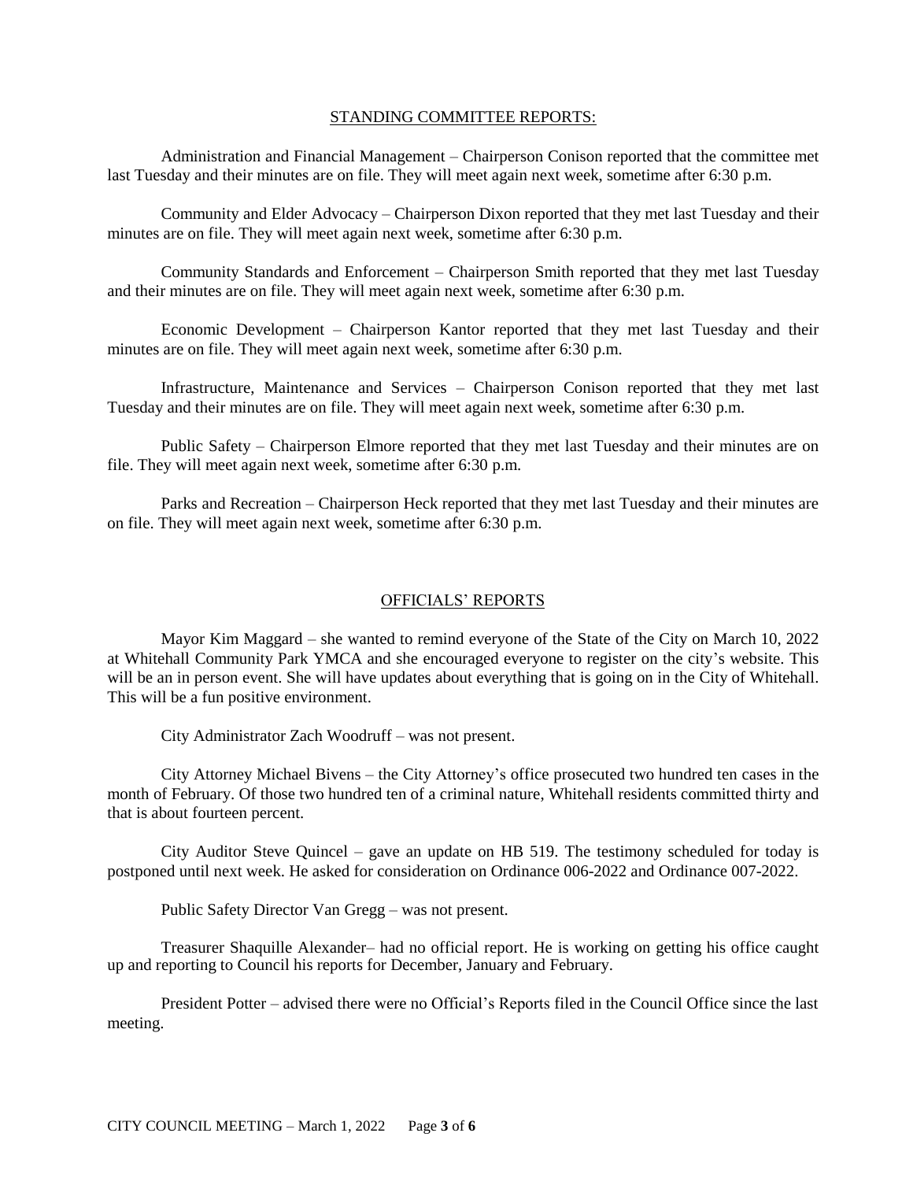## STANDING COMMITTEE REPORTS:

Administration and Financial Management – Chairperson Conison reported that the committee met last Tuesday and their minutes are on file. They will meet again next week, sometime after 6:30 p.m.

Community and Elder Advocacy – Chairperson Dixon reported that they met last Tuesday and their minutes are on file. They will meet again next week, sometime after 6:30 p.m.

Community Standards and Enforcement – Chairperson Smith reported that they met last Tuesday and their minutes are on file. They will meet again next week, sometime after 6:30 p.m.

Economic Development – Chairperson Kantor reported that they met last Tuesday and their minutes are on file. They will meet again next week, sometime after 6:30 p.m.

Infrastructure, Maintenance and Services – Chairperson Conison reported that they met last Tuesday and their minutes are on file. They will meet again next week, sometime after 6:30 p.m.

Public Safety – Chairperson Elmore reported that they met last Tuesday and their minutes are on file. They will meet again next week, sometime after 6:30 p.m.

Parks and Recreation – Chairperson Heck reported that they met last Tuesday and their minutes are on file. They will meet again next week, sometime after 6:30 p.m.

## OFFICIALS' REPORTS

Mayor Kim Maggard – she wanted to remind everyone of the State of the City on March 10, 2022 at Whitehall Community Park YMCA and she encouraged everyone to register on the city's website. This will be an in person event. She will have updates about everything that is going on in the City of Whitehall. This will be a fun positive environment.

City Administrator Zach Woodruff – was not present.

City Attorney Michael Bivens – the City Attorney's office prosecuted two hundred ten cases in the month of February. Of those two hundred ten of a criminal nature, Whitehall residents committed thirty and that is about fourteen percent.

City Auditor Steve Quincel – gave an update on HB 519. The testimony scheduled for today is postponed until next week. He asked for consideration on Ordinance 006-2022 and Ordinance 007-2022.

Public Safety Director Van Gregg – was not present.

Treasurer Shaquille Alexander– had no official report. He is working on getting his office caught up and reporting to Council his reports for December, January and February.

President Potter – advised there were no Official's Reports filed in the Council Office since the last meeting.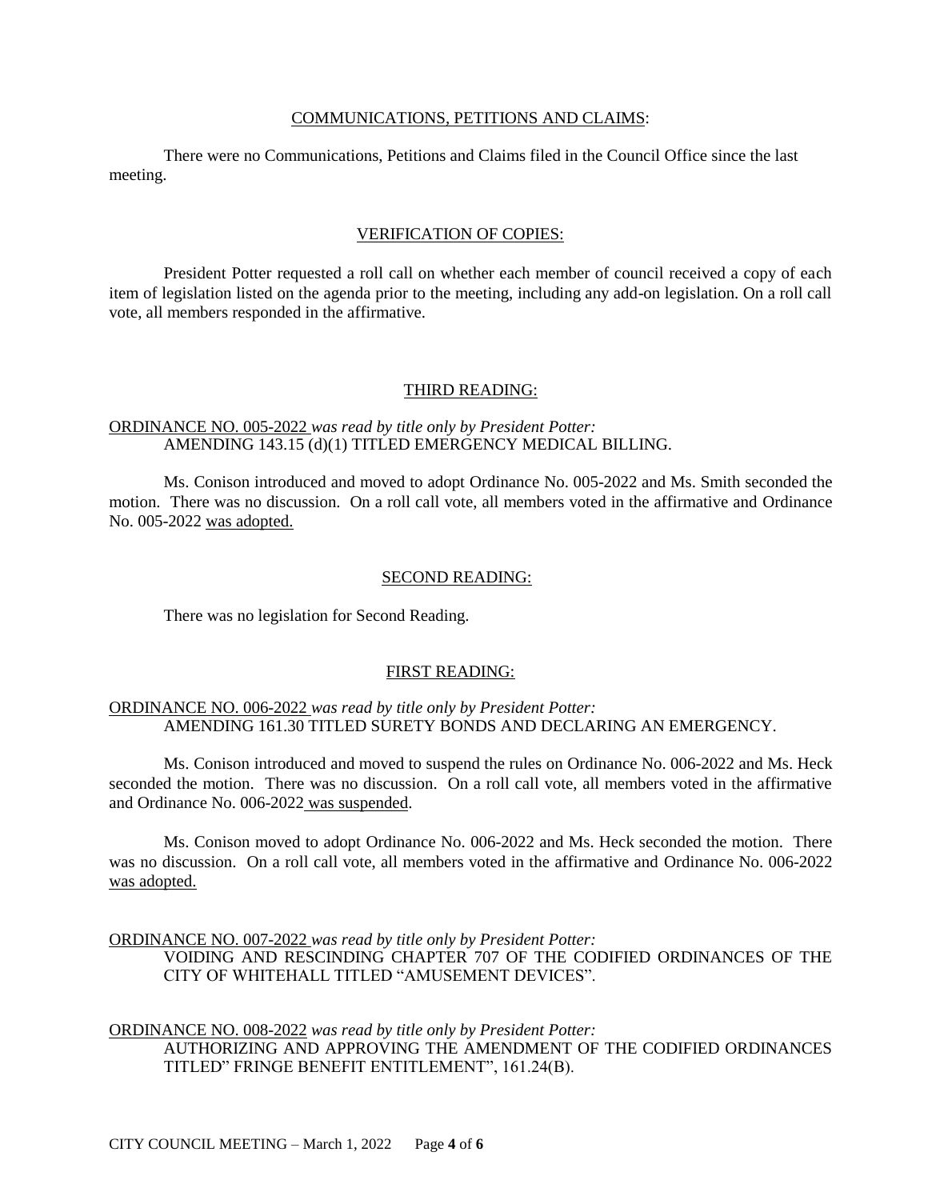## COMMUNICATIONS, PETITIONS AND CLAIMS:

There were no Communications, Petitions and Claims filed in the Council Office since the last meeting.

## VERIFICATION OF COPIES:

President Potter requested a roll call on whether each member of council received a copy of each item of legislation listed on the agenda prior to the meeting, including any add-on legislation. On a roll call vote, all members responded in the affirmative.

## THIRD READING:

ORDINANCE NO. 005-2022 *was read by title only by President Potter:*
AMENDING 143.15 (d)(1) TITLED EMERGENCY MEDICAL BILLING.

Ms. Conison introduced and moved to adopt Ordinance No. 005-2022 and Ms. Smith seconded the motion. There was no discussion. On a roll call vote, all members voted in the affirmative and Ordinance No. 005-2022 was adopted.

## SECOND READING:

There was no legislation for Second Reading.

## FIRST READING:

ORDINANCE NO. 006-2022 *was read by title only by President Potter:*
AMENDING 161.30 TITLED SURETY BONDS AND DECLARING AN EMERGENCY.

Ms. Conison introduced and moved to suspend the rules on Ordinance No. 006-2022 and Ms. Heck seconded the motion. There was no discussion. On a roll call vote, all members voted in the affirmative and Ordinance No. 006-2022 was suspended.

Ms. Conison moved to adopt Ordinance No. 006-2022 and Ms. Heck seconded the motion. There was no discussion. On a roll call vote, all members voted in the affirmative and Ordinance No. 006-2022 was adopted.

ORDINANCE NO. 007-2022 *was read by title only by President Potter:*
VOIDING AND RESCINDING CHAPTER 707 OF THE CODIFIED ORDINANCES OF THE CITY OF WHITEHALL TITLED "AMUSEMENT DEVICES".

ORDINANCE NO. 008-2022 *was read by title only by President Potter:*
AUTHORIZING AND APPROVING THE AMENDMENT OF THE CODIFIED ORDINANCES TITLED" FRINGE BENEFIT ENTITLEMENT", 161.24(B).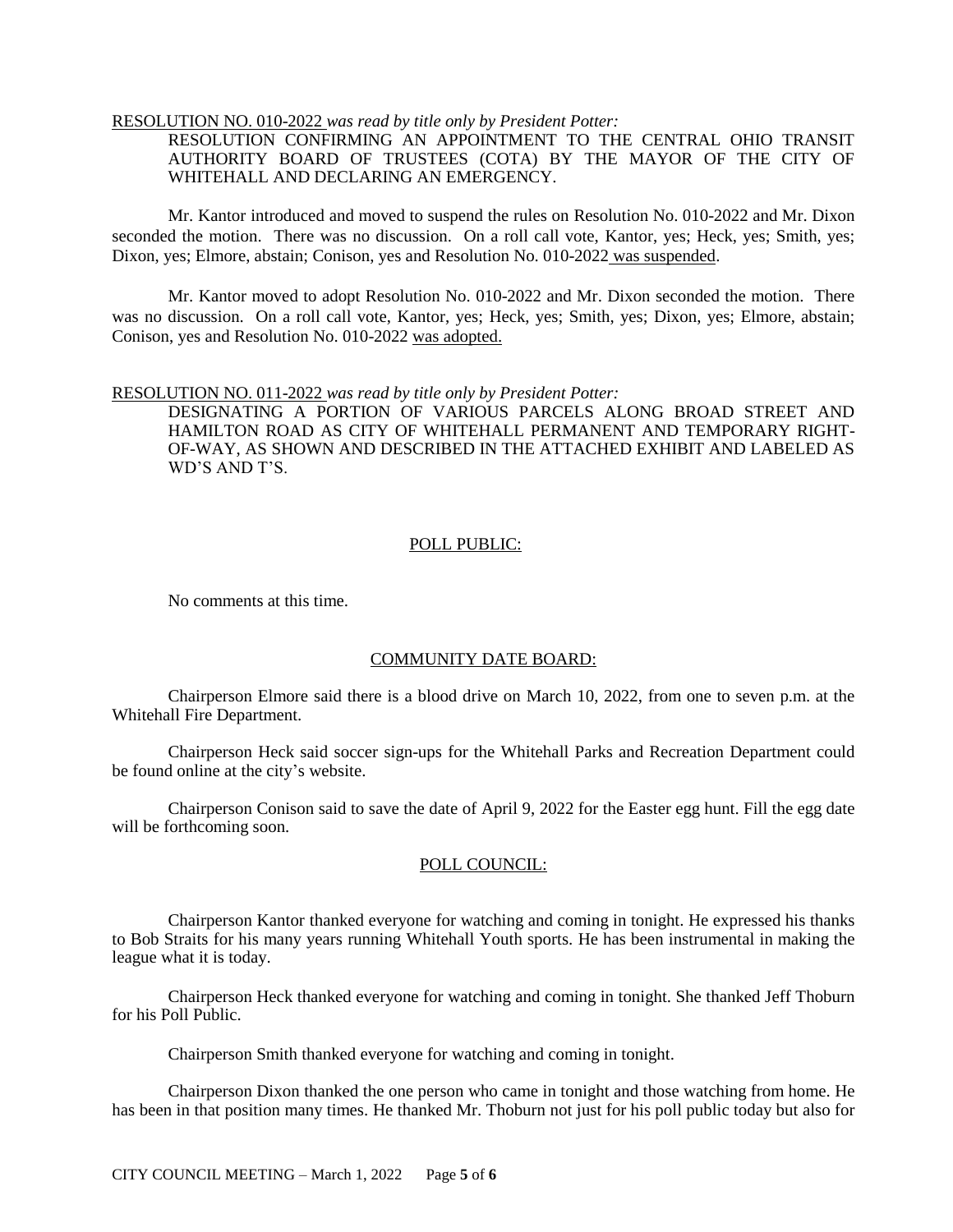RESOLUTION NO. 010-2022 *was read by title only by President Potter:*

RESOLUTION CONFIRMING AN APPOINTMENT TO THE CENTRAL OHIO TRANSIT AUTHORITY BOARD OF TRUSTEES (COTA) BY THE MAYOR OF THE CITY OF WHITEHALL AND DECLARING AN EMERGENCY.

Mr. Kantor introduced and moved to suspend the rules on Resolution No. 010-2022 and Mr. Dixon seconded the motion. There was no discussion. On a roll call vote, Kantor, yes; Heck, yes; Smith, yes; Dixon, yes; Elmore, abstain; Conison, yes and Resolution No. 010-2022 was suspended.

Mr. Kantor moved to adopt Resolution No. 010-2022 and Mr. Dixon seconded the motion. There was no discussion. On a roll call vote, Kantor, yes; Heck, yes; Smith, yes; Dixon, yes; Elmore, abstain; Conison, yes and Resolution No. 010-2022 was adopted.

RESOLUTION NO. 011-2022 *was read by title only by President Potter:*

DESIGNATING A PORTION OF VARIOUS PARCELS ALONG BROAD STREET AND HAMILTON ROAD AS CITY OF WHITEHALL PERMANENT AND TEMPORARY RIGHT-OF-WAY, AS SHOWN AND DESCRIBED IN THE ATTACHED EXHIBIT AND LABELED AS WD'S AND T'S.

## POLL PUBLIC:

No comments at this time.

## COMMUNITY DATE BOARD:

Chairperson Elmore said there is a blood drive on March 10, 2022, from one to seven p.m. at the Whitehall Fire Department.

Chairperson Heck said soccer sign-ups for the Whitehall Parks and Recreation Department could be found online at the city's website.

Chairperson Conison said to save the date of April 9, 2022 for the Easter egg hunt. Fill the egg date will be forthcoming soon.

## POLL COUNCIL:

Chairperson Kantor thanked everyone for watching and coming in tonight. He expressed his thanks to Bob Straits for his many years running Whitehall Youth sports. He has been instrumental in making the league what it is today.

Chairperson Heck thanked everyone for watching and coming in tonight. She thanked Jeff Thoburn for his Poll Public.

Chairperson Smith thanked everyone for watching and coming in tonight.

Chairperson Dixon thanked the one person who came in tonight and those watching from home. He has been in that position many times. He thanked Mr. Thoburn not just for his poll public today but also for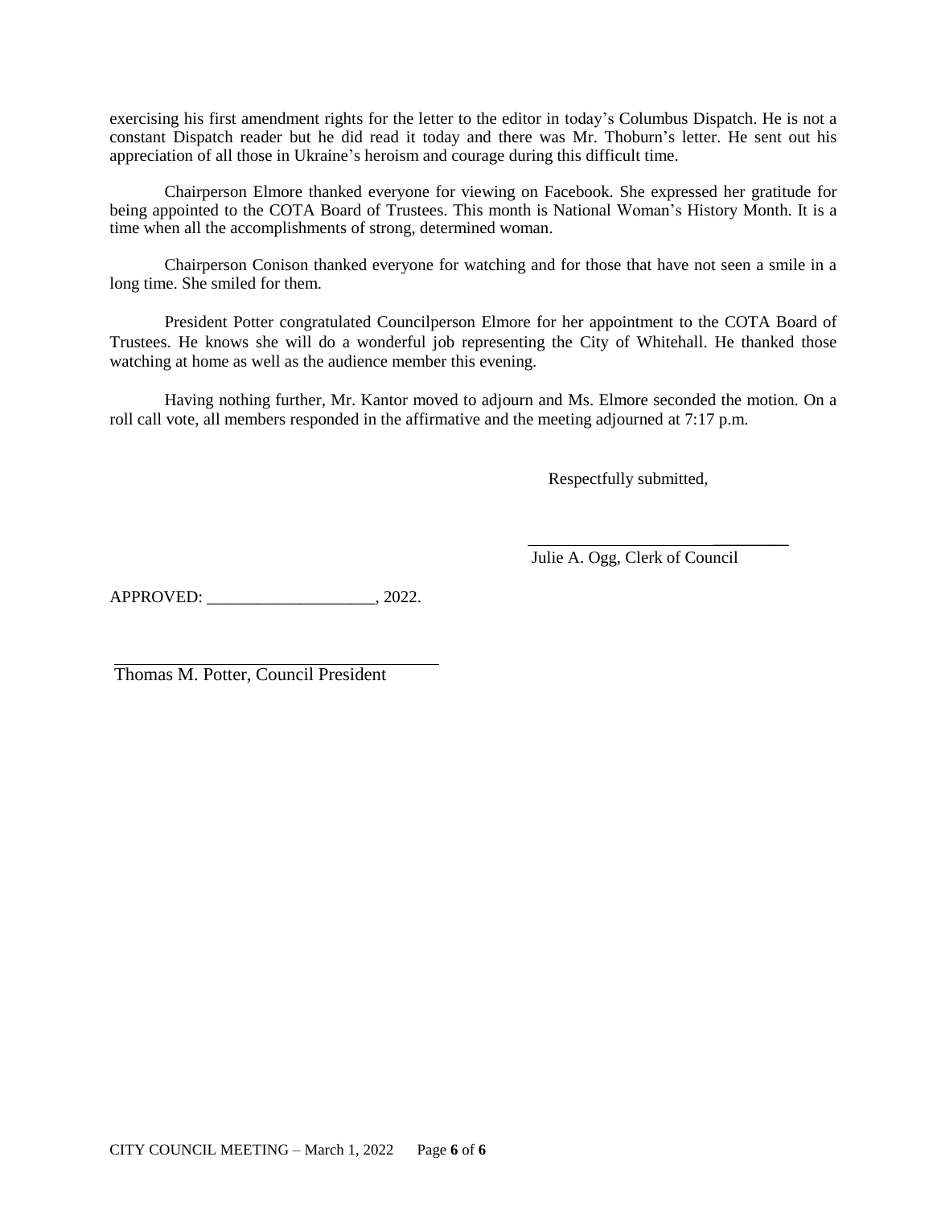exercising his first amendment rights for the letter to the editor in today's Columbus Dispatch. He is not a constant Dispatch reader but he did read it today and there was Mr. Thoburn's letter. He sent out his appreciation of all those in Ukraine's heroism and courage during this difficult time.

Chairperson Elmore thanked everyone for viewing on Facebook. She expressed her gratitude for being appointed to the COTA Board of Trustees. This month is National Woman's History Month. It is a time when all the accomplishments of strong, determined woman.

Chairperson Conison thanked everyone for watching and for those that have not seen a smile in a long time. She smiled for them.

President Potter congratulated Councilperson Elmore for her appointment to the COTA Board of Trustees. He knows she will do a wonderful job representing the City of Whitehall. He thanked those watching at home as well as the audience member this evening.

Having nothing further, Mr. Kantor moved to adjourn and Ms. Elmore seconded the motion. On a roll call vote, all members responded in the affirmative and the meeting adjourned at 7:17 p.m.

Respectfully submitted,

_______________________________

Julie A. Ogg, Clerk of Council

APPROVED: ____________________, 2022.

_______________________________

Thomas M. Potter, Council President